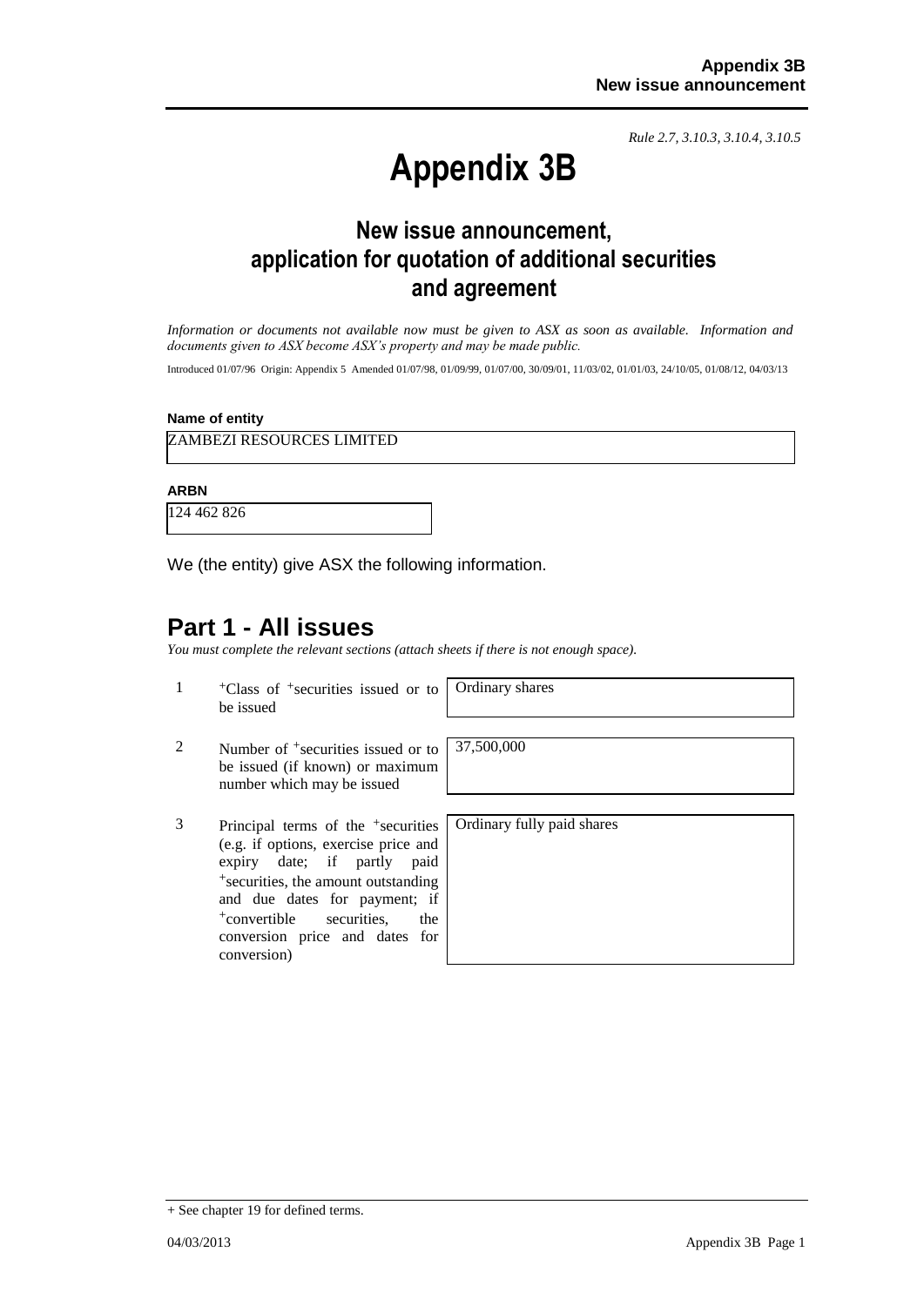*Rule 2.7, 3.10.3, 3.10.4, 3.10.5*

# Appendix 3B

## New issue announcement, application for quotation of additional securities and agreement

*Information or documents not available now must be given to ASX as soon as available. Information and documents given to ASX become ASX's property and may be made public.*

Introduced 01/07/96 Origin: Appendix 5 Amended 01/07/98, 01/09/99, 01/07/00, 30/09/01, 11/03/02, 01/01/03, 24/10/05, 01/08/12, 04/03/13

**Name of entity**

ZAMBEZI RESOURCES LIMITED

**ARBN**

124 462 826

We (the entity) give ASX the following information.

## Part 1 - All issues

*You must complete the relevant sections (attach sheets if there is not enough space).*

| | | |
|---|---|---|
| 1 | +Class of +securities issued or to be issued | Ordinary shares |
| 2 | Number of +securities issued or to be issued (if known) or maximum number which may be issued | 37,500,000 |
| 3 | Principal terms of the +securities (e.g. if options, exercise price and expiry date; if partly paid +securities, the amount outstanding and due dates for payment; if +convertible securities, the conversion price and dates for conversion) | Ordinary fully paid shares |

+ See chapter 19 for defined terms.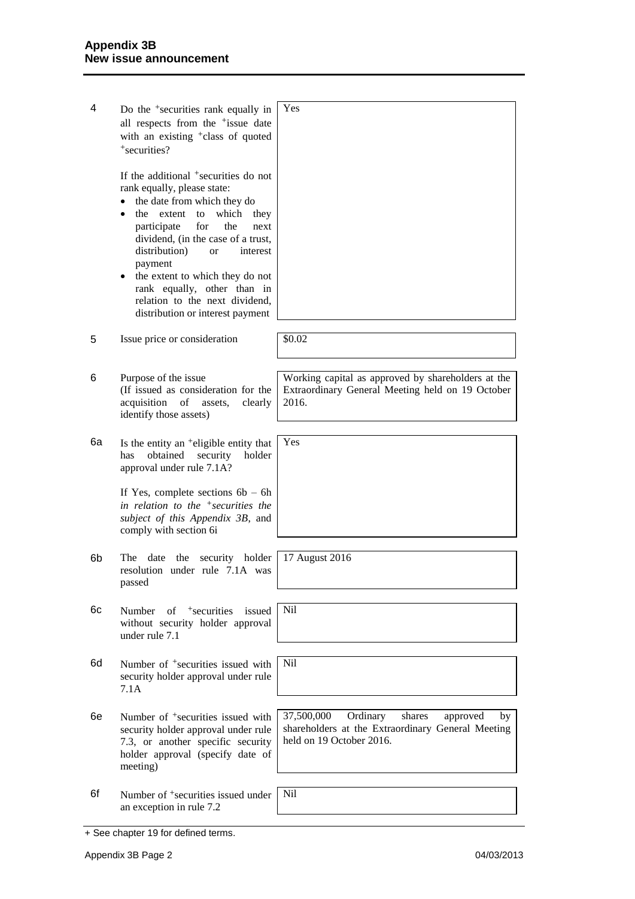| | | |
|---|---|---|
| 4 | Do the +securities rank equally in all respects from the +issue date with an existing +class of quoted +securities?<br><br>If the additional +securities do not rank equally, please state:<br>• the date from which they do<br>• the extent to which they participate for the next dividend, (in the case of a trust, distribution) or interest payment<br>• the extent to which they do not rank equally, other than in relation to the next dividend, distribution or interest payment | Yes |
| 5 | Issue price or consideration | $0.02 |
| 6 | Purpose of the issue<br>(If issued as consideration for the acquisition of assets, clearly identify those assets) | Working capital as approved by shareholders at the Extraordinary General Meeting held on 19 October 2016. |
| 6a | Is the entity an +eligible entity that has obtained security holder approval under rule 7.1A?<br><br>If Yes, complete sections 6b – 6h *in relation to the +securities the subject of this Appendix 3B*, and comply with section 6i | Yes |
| 6b | The date the security holder resolution under rule 7.1A was passed | 17 August 2016 |
| 6c | Number of +securities issued without security holder approval under rule 7.1 | Nil |
| 6d | Number of +securities issued with security holder approval under rule 7.1A | Nil |
| 6e | Number of +securities issued with security holder approval under rule 7.3, or another specific security holder approval (specify date of meeting) | 37,500,000 Ordinary shares approved by shareholders at the Extraordinary General Meeting held on 19 October 2016. |
| 6f | Number of +securities issued under an exception in rule 7.2 | Nil |

+ See chapter 19 for defined terms.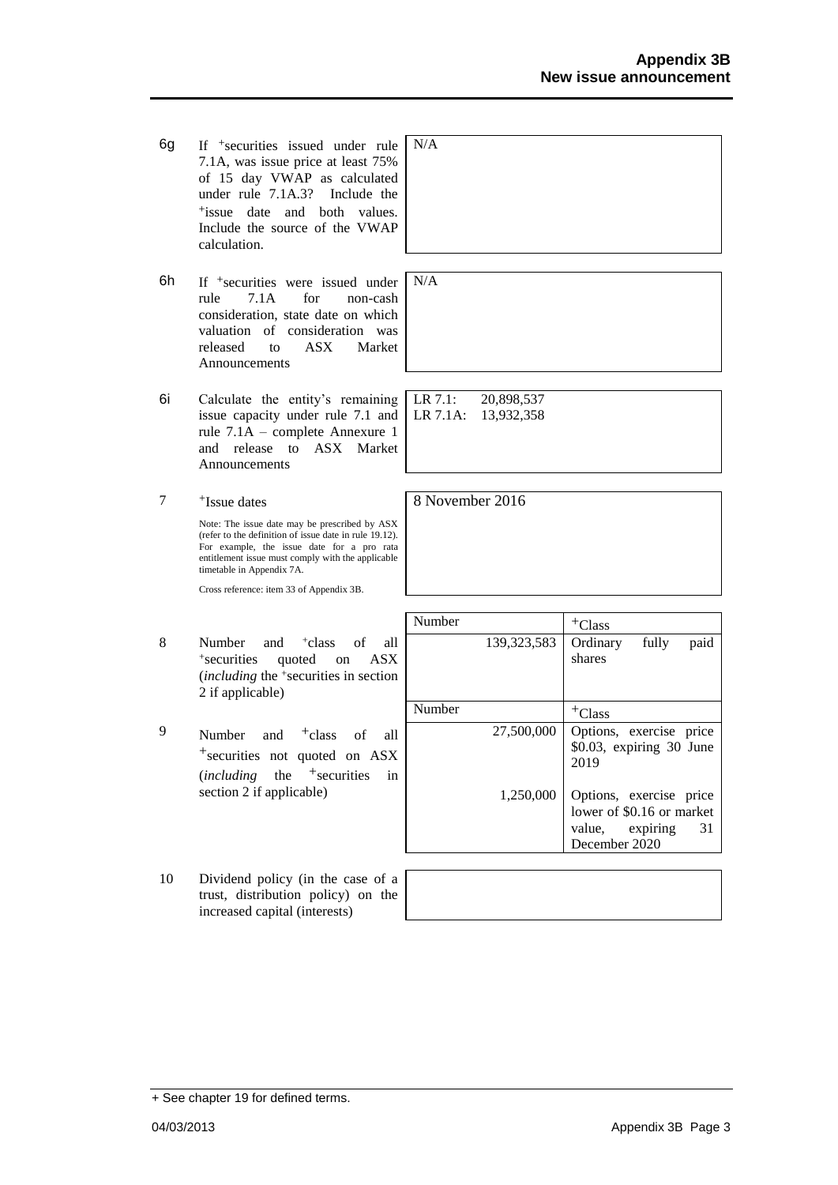| | | |
|---|---|---|
| 6g | If +securities issued under rule 7.1A, was issue price at least 75% of 15 day VWAP as calculated under rule 7.1A.3? Include the +issue date and both values. Include the source of the VWAP calculation. | N/A |
| 6h | If +securities were issued under rule 7.1A for non-cash consideration, state date on which valuation of consideration was released to ASX Market Announcements | N/A |
| 6i | Calculate the entity's remaining issue capacity under rule 7.1 and rule 7.1A – complete Annexure 1 and release to ASX Market Announcements | LR 7.1: 20,898,537<br>LR 7.1A: 13,932,358 |
| 7 | +Issue dates<br><br>Note: The issue date may be prescribed by ASX (refer to the definition of issue date in rule 19.12). For example, the issue date for a pro rata entitlement issue must comply with the applicable timetable in Appendix 7A.<br><br>Cross reference: item 33 of Appendix 3B. | 8 November 2016 |

| | | Number | +Class |
|---|---|---|---|
| 8 | Number and +class of all +securities quoted on ASX (*including* the +securities in section 2 if applicable) | 139,323,583 | Ordinary fully paid shares |

| | | Number | +Class |
|---|---|---|---|
| 9 | Number and +class of all +securities not quoted on ASX (*including* the +securities in section 2 if applicable) | 27,500,000 | Options, exercise price $0.03, expiring 30 June 2019 |
| | | 1,250,000 | Options, exercise price lower of $0.16 or market value, expiring 31 December 2020 |

| | | |
|---|---|---|
| 10 | Dividend policy (in the case of a trust, distribution policy) on the increased capital (interests) | |

+ See chapter 19 for defined terms.

04/03/2013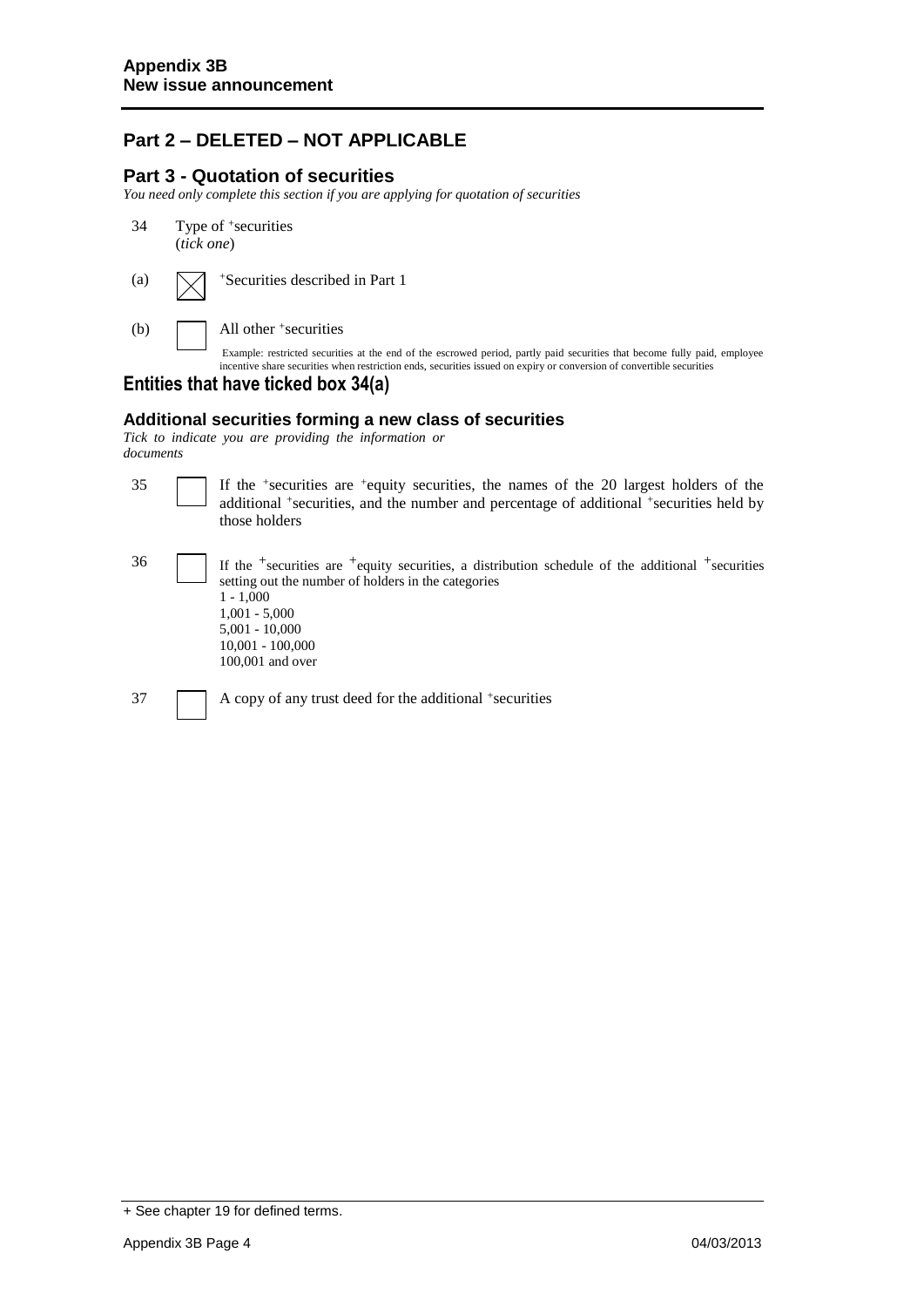## Part 2 – DELETED – NOT APPLICABLE

## Part 3 - Quotation of securities

*You need only complete this section if you are applying for quotation of securities*

34 Type of +securities
(*tick one*)

(a) ☒ +Securities described in Part 1

(b) ☐ All other +securities

Example: restricted securities at the end of the escrowed period, partly paid securities that become fully paid, employee incentive share securities when restriction ends, securities issued on expiry or conversion of convertible securities

## Entities that have ticked box 34(a)

### Additional securities forming a new class of securities

*Tick to indicate you are providing the information or documents*

35 ☐ If the +securities are +equity securities, the names of the 20 largest holders of the additional +securities, and the number and percentage of additional +securities held by those holders

36 ☐ If the +securities are +equity securities, a distribution schedule of the additional +securities setting out the number of holders in the categories
1 - 1,000
1,001 - 5,000
5,001 - 10,000
10,001 - 100,000
100,001 and over

37 ☐ A copy of any trust deed for the additional +securities

+ See chapter 19 for defined terms.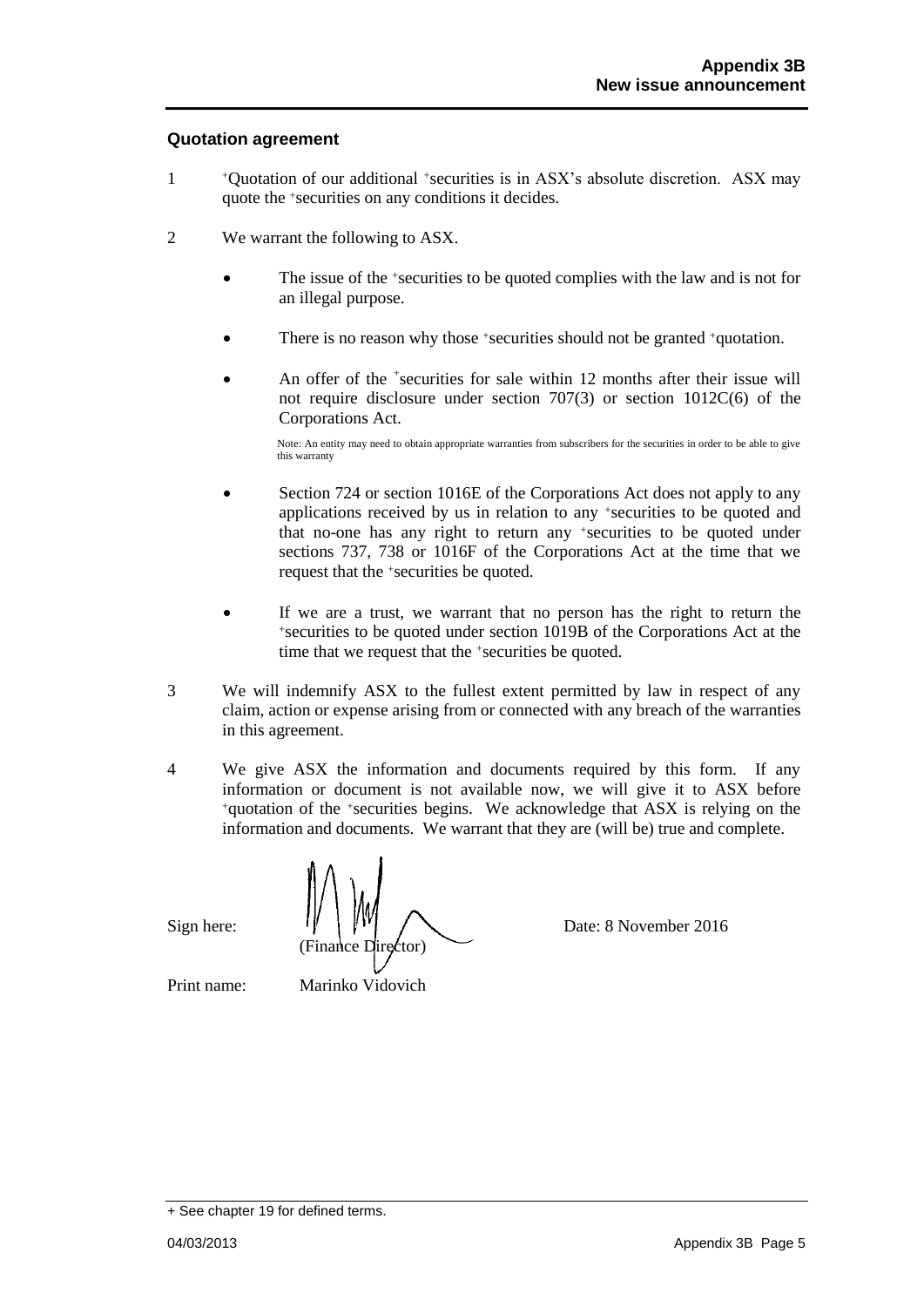## Quotation agreement

1 +Quotation of our additional +securities is in ASX's absolute discretion. ASX may quote the +securities on any conditions it decides.

2 We warrant the following to ASX.

- The issue of the +securities to be quoted complies with the law and is not for an illegal purpose.
- There is no reason why those +securities should not be granted +quotation.
- An offer of the +securities for sale within 12 months after their issue will not require disclosure under section 707(3) or section 1012C(6) of the Corporations Act.

  Note: An entity may need to obtain appropriate warranties from subscribers for the securities in order to be able to give this warranty

- Section 724 or section 1016E of the Corporations Act does not apply to any applications received by us in relation to any +securities to be quoted and that no-one has any right to return any +securities to be quoted under sections 737, 738 or 1016F of the Corporations Act at the time that we request that the +securities be quoted.
- If we are a trust, we warrant that no person has the right to return the +securities to be quoted under section 1019B of the Corporations Act at the time that we request that the +securities be quoted.

3 We will indemnify ASX to the fullest extent permitted by law in respect of any claim, action or expense arising from or connected with any breach of the warranties in this agreement.

4 We give ASX the information and documents required by this form. If any information or document is not available now, we will give it to ASX before +quotation of the +securities begins. We acknowledge that ASX is relying on the information and documents. We warrant that they are (will be) true and complete.

Sign here: (Finance Director) Date: 8 November 2016

Print name: Marinko Vidovich

+ See chapter 19 for defined terms.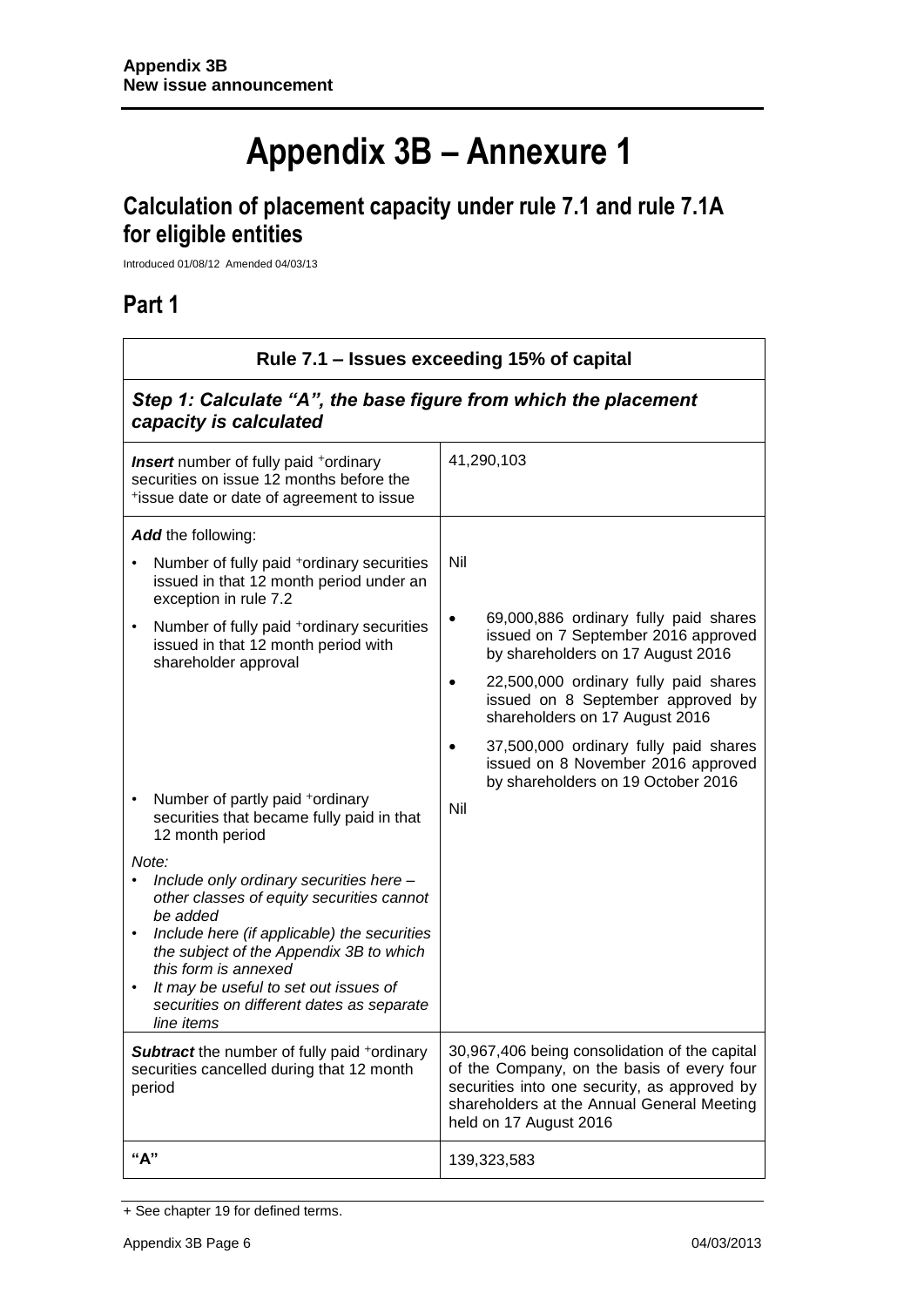# Appendix 3B – Annexure 1

## Calculation of placement capacity under rule 7.1 and rule 7.1A for eligible entities

Introduced 01/08/12 Amended 04/03/13

## Part 1

| Rule 7.1 – Issues exceeding 15% of capital | |
|---|---|
| ***Step 1: Calculate "A", the base figure from which the placement capacity is calculated*** | |
| ***Insert*** number of fully paid +ordinary securities on issue 12 months before the +issue date or date of agreement to issue | 41,290,103 |
| ***Add*** the following:<br>• Number of fully paid +ordinary securities issued in that 12 month period under an exception in rule 7.2<br>• Number of fully paid +ordinary securities issued in that 12 month period with shareholder approval<br>• Number of partly paid +ordinary securities that became fully paid in that 12 month period<br>*Note:*<br>• *Include only ordinary securities here – other classes of equity securities cannot be added*<br>• *Include here (if applicable) the securities the subject of the Appendix 3B to which this form is annexed*<br>• *It may be useful to set out issues of securities on different dates as separate line items* | Nil<br>• 69,000,886 ordinary fully paid shares issued on 7 September 2016 approved by shareholders on 17 August 2016<br>• 22,500,000 ordinary fully paid shares issued on 8 September approved by shareholders on 17 August 2016<br>• 37,500,000 ordinary fully paid shares issued on 8 November 2016 approved by shareholders on 19 October 2016<br>Nil |
| ***Subtract*** the number of fully paid +ordinary securities cancelled during that 12 month period | 30,967,406 being consolidation of the capital of the Company, on the basis of every four securities into one security, as approved by shareholders at the Annual General Meeting held on 17 August 2016 |
| **"A"** | 139,323,583 |

+ See chapter 19 for defined terms.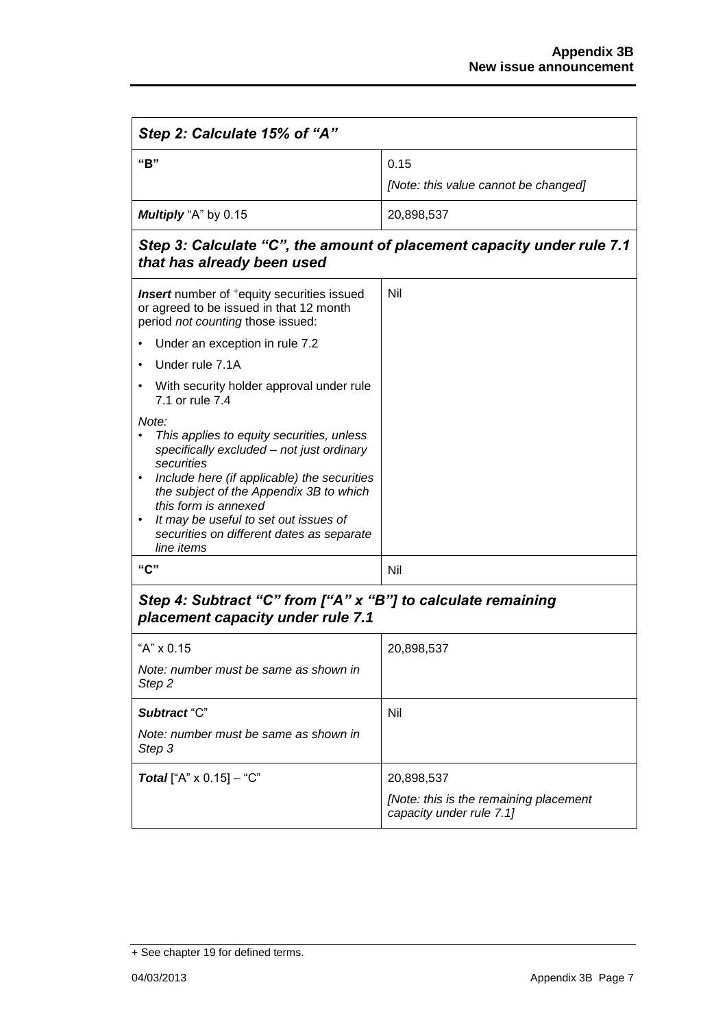| ***Step 2: Calculate 15% of "A"*** | |
| --- | --- |
| **"B"** | 0.15<br>*[Note: this value cannot be changed]* |
| ***Multiply*** "A" by 0.15 | 20,898,537 |
| ***Step 3: Calculate "C", the amount of placement capacity under rule 7.1 that has already been used*** | |
| ***Insert*** number of +equity securities issued or agreed to be issued in that 12 month period *not counting* those issued:<br>• Under an exception in rule 7.2<br>• Under rule 7.1A<br>• With security holder approval under rule 7.1 or rule 7.4<br>*Note:*<br>• *This applies to equity securities, unless specifically excluded – not just ordinary securities*<br>• *Include here (if applicable) the securities the subject of the Appendix 3B to which this form is annexed*<br>• *It may be useful to set out issues of securities on different dates as separate line items* | Nil |
| **"C"** | Nil |
| ***Step 4: Subtract "C" from ["A" x "B"] to calculate remaining placement capacity under rule 7.1*** | |
| "A" x 0.15<br>*Note: number must be same as shown in Step 2* | 20,898,537 |
| ***Subtract*** "C"<br>*Note: number must be same as shown in Step 3* | Nil |
| ***Total*** ["A" x 0.15] – "C" | 20,898,537<br>*[Note: this is the remaining placement capacity under rule 7.1]* |

+ See chapter 19 for defined terms.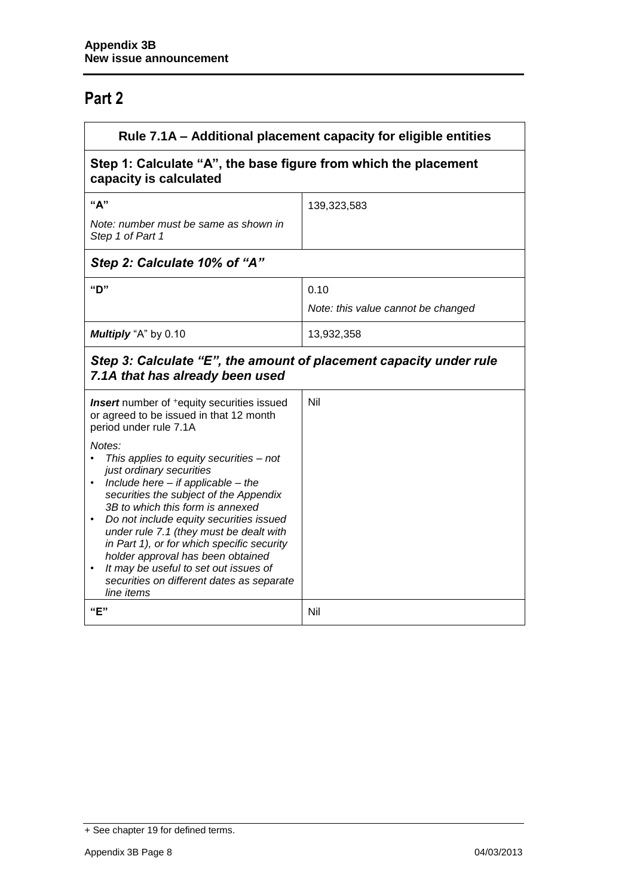## Part 2

| Rule 7.1A – Additional placement capacity for eligible entities | |
|---|---|
| **Step 1: Calculate "A", the base figure from which the placement capacity is calculated** | |
| **"A"**<br>*Note: number must be same as shown in Step 1 of Part 1* | 139,323,583 |
| ***Step 2: Calculate 10% of "A"*** | |
| **"D"** | 0.10<br>*Note: this value cannot be changed* |
| ***Multiply*** "A" by 0.10 | 13,932,358 |
| ***Step 3: Calculate "E", the amount of placement capacity under rule 7.1A that has already been used*** | |
| ***Insert*** number of +equity securities issued or agreed to be issued in that 12 month period under rule 7.1A<br>*Notes:*<br>• *This applies to equity securities – not just ordinary securities*<br>• *Include here – if applicable – the securities the subject of the Appendix 3B to which this form is annexed*<br>• *Do not include equity securities issued under rule 7.1 (they must be dealt with in Part 1), or for which specific security holder approval has been obtained*<br>• *It may be useful to set out issues of securities on different dates as separate line items* | Nil |
| **"E"** | Nil |

+ See chapter 19 for defined terms.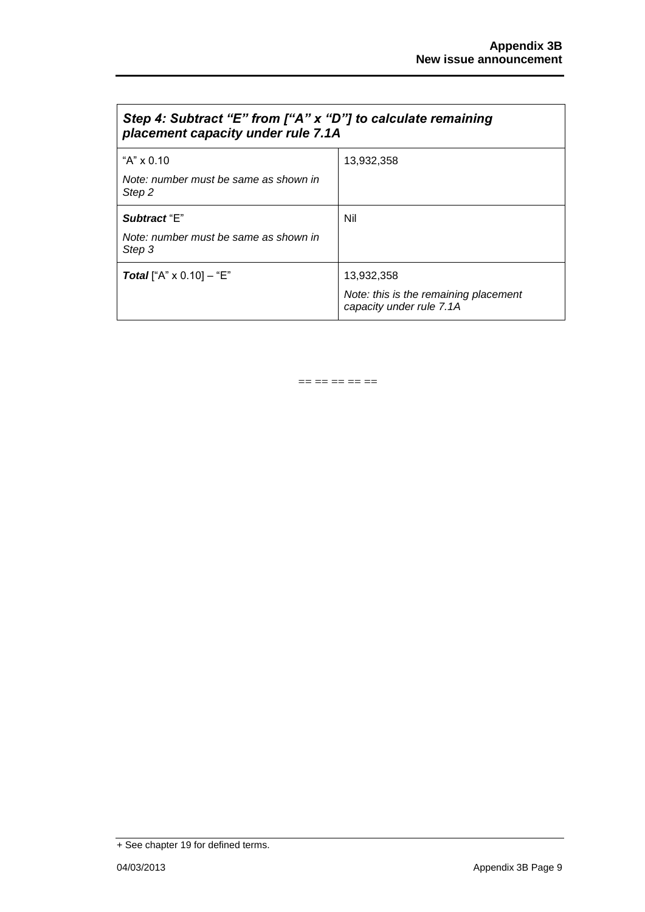| *Step 4: Subtract "E" from ["A" x "D"] to calculate remaining placement capacity under rule 7.1A* | |
|---|---|
| "A" x 0.10<br><br>*Note: number must be same as shown in Step 2* | 13,932,358 |
| ***Subtract*** "E"<br><br>*Note: number must be same as shown in Step 3* | Nil |
| ***Total*** ["A" x 0.10] – "E" | 13,932,358<br><br>*Note: this is the remaining placement capacity under rule 7.1A* |

== == == == ==

+ See chapter 19 for defined terms.